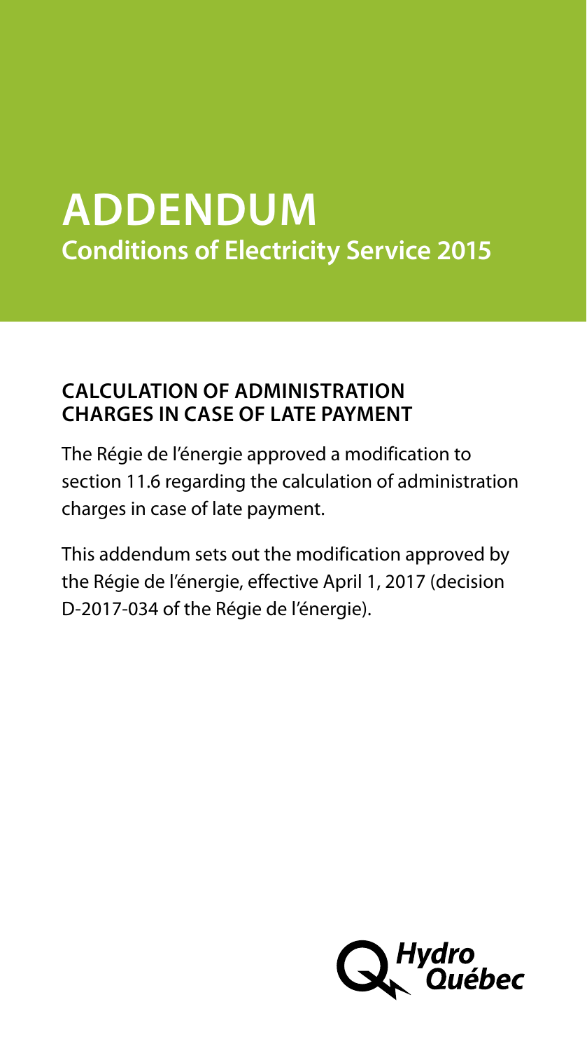# ADDENDUM

## Conditions of Electricity Service 2015

### CALCULATION OF ADMINISTRATION CHARGES IN CASE OF LATE PAYMENT

The Régie de l'énergie approved a modification to section 11.6 regarding the calculation of administration charges in case of late payment.

This addendum sets out the modification approved by the Régie de l'énergie, effective April 1, 2017 (decision D-2017-034 of the Régie de l'énergie).

Hydro Québec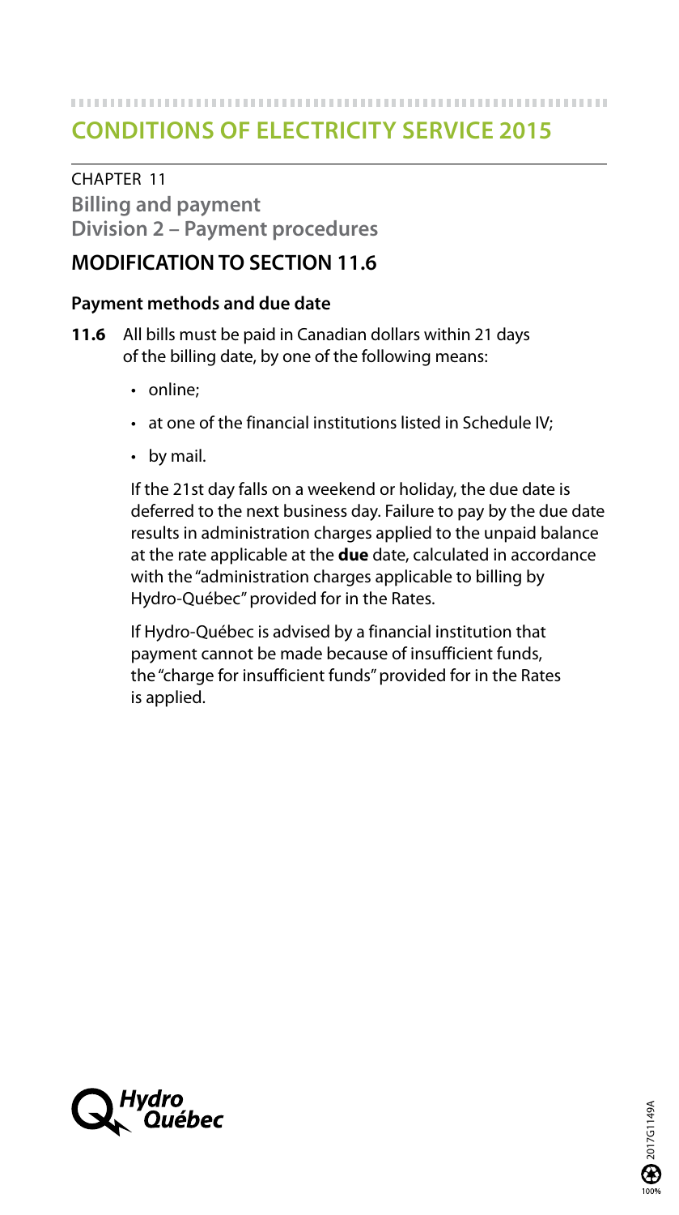# CONDITIONS OF ELECTRICITY SERVICE 2015

CHAPTER 11
**Billing and payment**
**Division 2 – Payment procedures**

## MODIFICATION TO SECTION 11.6

### Payment methods and due date

**11.6** All bills must be paid in Canadian dollars within 21 days of the billing date, by one of the following means:

- online;
- at one of the financial institutions listed in Schedule IV;
- by mail.

If the 21st day falls on a weekend or holiday, the due date is deferred to the next business day. Failure to pay by the due date results in administration charges applied to the unpaid balance at the rate applicable at the **due** date, calculated in accordance with the "administration charges applicable to billing by Hydro-Québec" provided for in the Rates.

If Hydro-Québec is advised by a financial institution that payment cannot be made because of insufficient funds, the "charge for insufficient funds" provided for in the Rates is applied.

Hydro Québec

2017G1149A